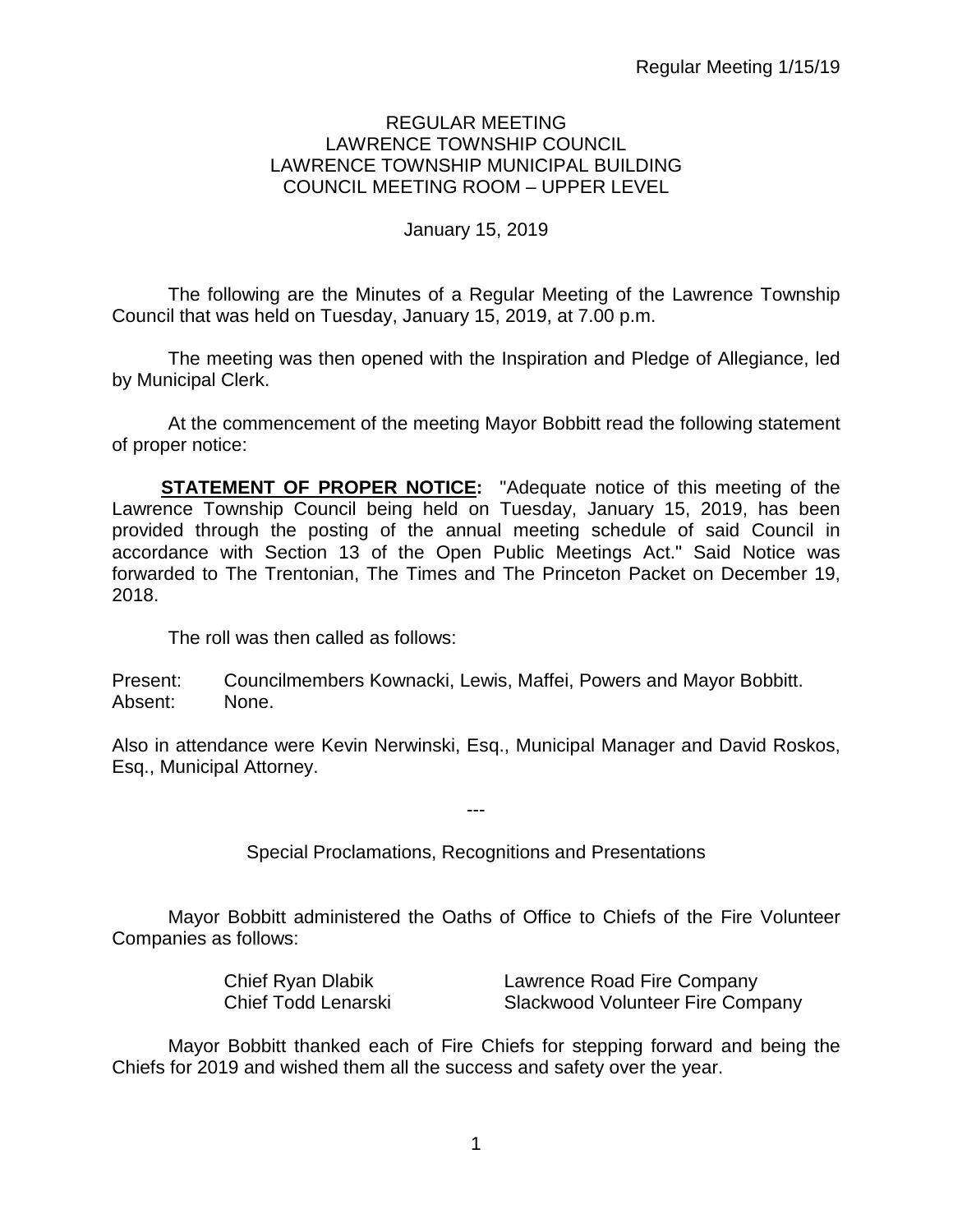# REGULAR MEETING
# LAWRENCE TOWNSHIP COUNCIL
# LAWRENCE TOWNSHIP MUNICIPAL BUILDING
# COUNCIL MEETING ROOM – UPPER LEVEL

January 15, 2019

The following are the Minutes of a Regular Meeting of the Lawrence Township Council that was held on Tuesday, January 15, 2019, at 7.00 p.m.

The meeting was then opened with the Inspiration and Pledge of Allegiance, led by Municipal Clerk.

At the commencement of the meeting Mayor Bobbitt read the following statement of proper notice:

**STATEMENT OF PROPER NOTICE:** "Adequate notice of this meeting of the Lawrence Township Council being held on Tuesday, January 15, 2019, has been provided through the posting of the annual meeting schedule of said Council in accordance with Section 13 of the Open Public Meetings Act." Said Notice was forwarded to The Trentonian, The Times and The Princeton Packet on December 19, 2018.

The roll was then called as follows:

Present: Councilmembers Kownacki, Lewis, Maffei, Powers and Mayor Bobbitt.
Absent: None.

Also in attendance were Kevin Nerwinski, Esq., Municipal Manager and David Roskos, Esq., Municipal Attorney.

---

Special Proclamations, Recognitions and Presentations

Mayor Bobbitt administered the Oaths of Office to Chiefs of the Fire Volunteer Companies as follows:

| | |
|---|---|
| Chief Ryan Dlabik | Lawrence Road Fire Company |
| Chief Todd Lenarski | Slackwood Volunteer Fire Company |

Mayor Bobbitt thanked each of Fire Chiefs for stepping forward and being the Chiefs for 2019 and wished them all the success and safety over the year.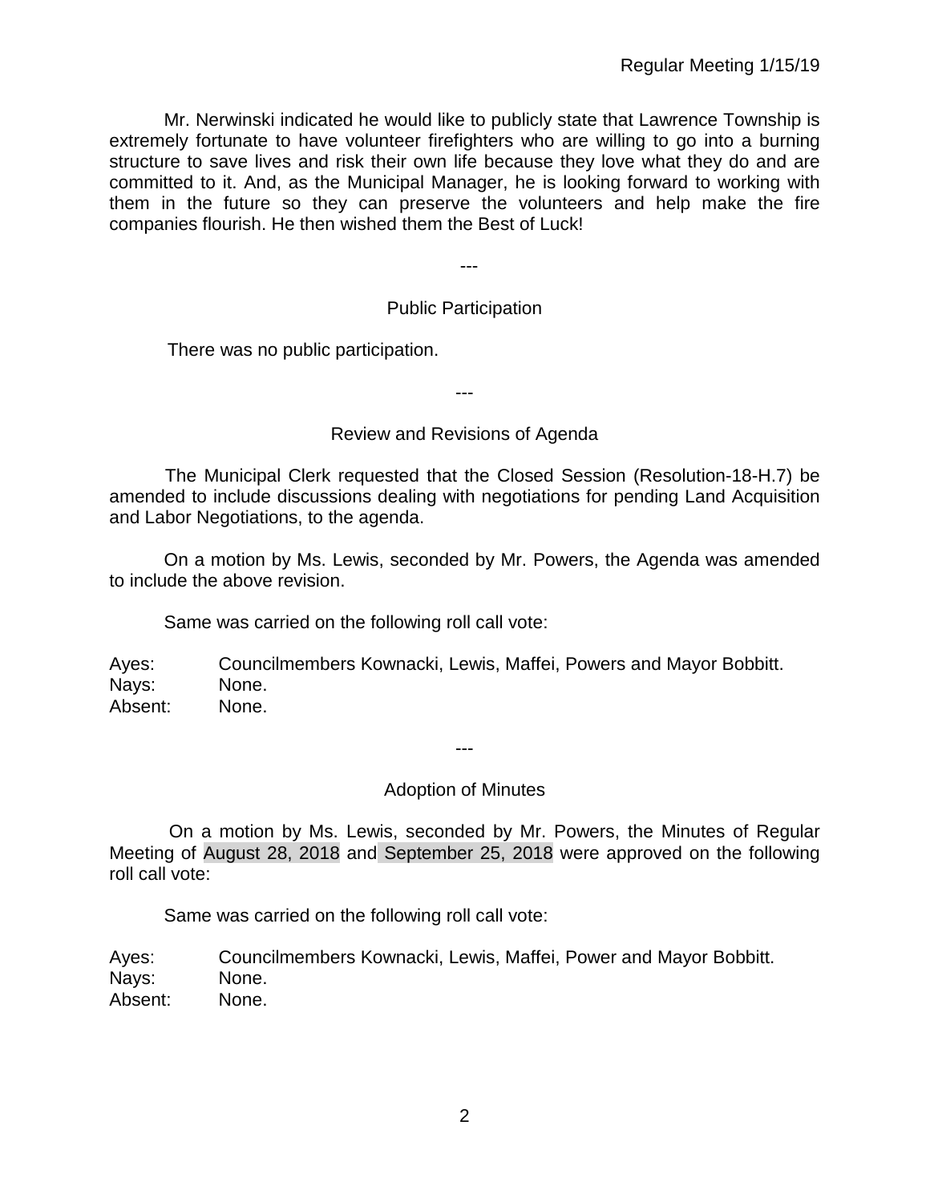Mr. Nerwinski indicated he would like to publicly state that Lawrence Township is extremely fortunate to have volunteer firefighters who are willing to go into a burning structure to save lives and risk their own life because they love what they do and are committed to it. And, as the Municipal Manager, he is looking forward to working with them in the future so they can preserve the volunteers and help make the fire companies flourish. He then wished them the Best of Luck!

---

## Public Participation

There was no public participation.

---

## Review and Revisions of Agenda

The Municipal Clerk requested that the Closed Session (Resolution-18-H.7) be amended to include discussions dealing with negotiations for pending Land Acquisition and Labor Negotiations, to the agenda.

On a motion by Ms. Lewis, seconded by Mr. Powers, the Agenda was amended to include the above revision.

Same was carried on the following roll call vote:

Ayes: Councilmembers Kownacki, Lewis, Maffei, Powers and Mayor Bobbitt.
Nays: None.
Absent: None.

---

## Adoption of Minutes

On a motion by Ms. Lewis, seconded by Mr. Powers, the Minutes of Regular Meeting of August 28, 2018 and September 25, 2018 were approved on the following roll call vote:

Same was carried on the following roll call vote:

Ayes: Councilmembers Kownacki, Lewis, Maffei, Power and Mayor Bobbitt.
Nays: None.
Absent: None.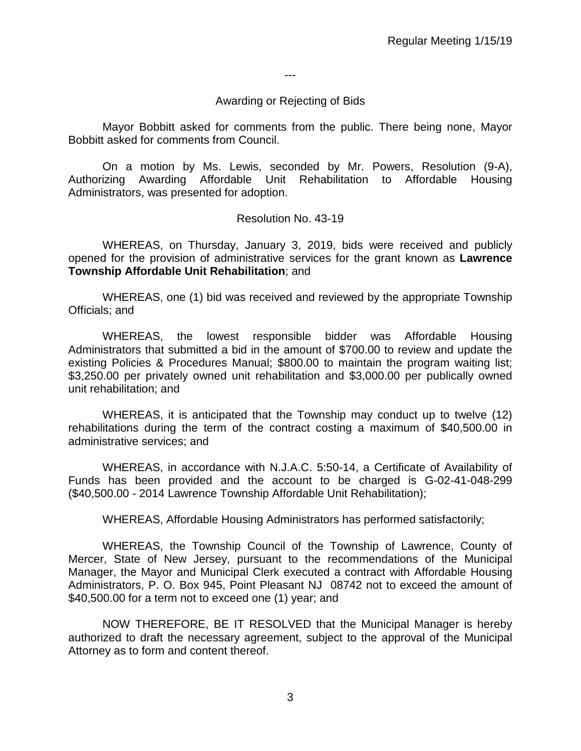---

Awarding or Rejecting of Bids

Mayor Bobbitt asked for comments from the public. There being none, Mayor Bobbitt asked for comments from Council.

On a motion by Ms. Lewis, seconded by Mr. Powers, Resolution (9-A), Authorizing Awarding Affordable Unit Rehabilitation to Affordable Housing Administrators, was presented for adoption.

Resolution No. 43-19

WHEREAS, on Thursday, January 3, 2019, bids were received and publicly opened for the provision of administrative services for the grant known as **Lawrence Township Affordable Unit Rehabilitation**; and

WHEREAS, one (1) bid was received and reviewed by the appropriate Township Officials; and

WHEREAS, the lowest responsible bidder was Affordable Housing Administrators that submitted a bid in the amount of $700.00 to review and update the existing Policies & Procedures Manual; $800.00 to maintain the program waiting list; $3,250.00 per privately owned unit rehabilitation and $3,000.00 per publically owned unit rehabilitation; and

WHEREAS, it is anticipated that the Township may conduct up to twelve (12) rehabilitations during the term of the contract costing a maximum of $40,500.00 in administrative services; and

WHEREAS, in accordance with N.J.A.C. 5:50-14, a Certificate of Availability of Funds has been provided and the account to be charged is G-02-41-048-299 ($40,500.00 - 2014 Lawrence Township Affordable Unit Rehabilitation);

WHEREAS, Affordable Housing Administrators has performed satisfactorily;

WHEREAS, the Township Council of the Township of Lawrence, County of Mercer, State of New Jersey, pursuant to the recommendations of the Municipal Manager, the Mayor and Municipal Clerk executed a contract with Affordable Housing Administrators, P. O. Box 945, Point Pleasant NJ 08742 not to exceed the amount of $40,500.00 for a term not to exceed one (1) year; and

NOW THEREFORE, BE IT RESOLVED that the Municipal Manager is hereby authorized to draft the necessary agreement, subject to the approval of the Municipal Attorney as to form and content thereof.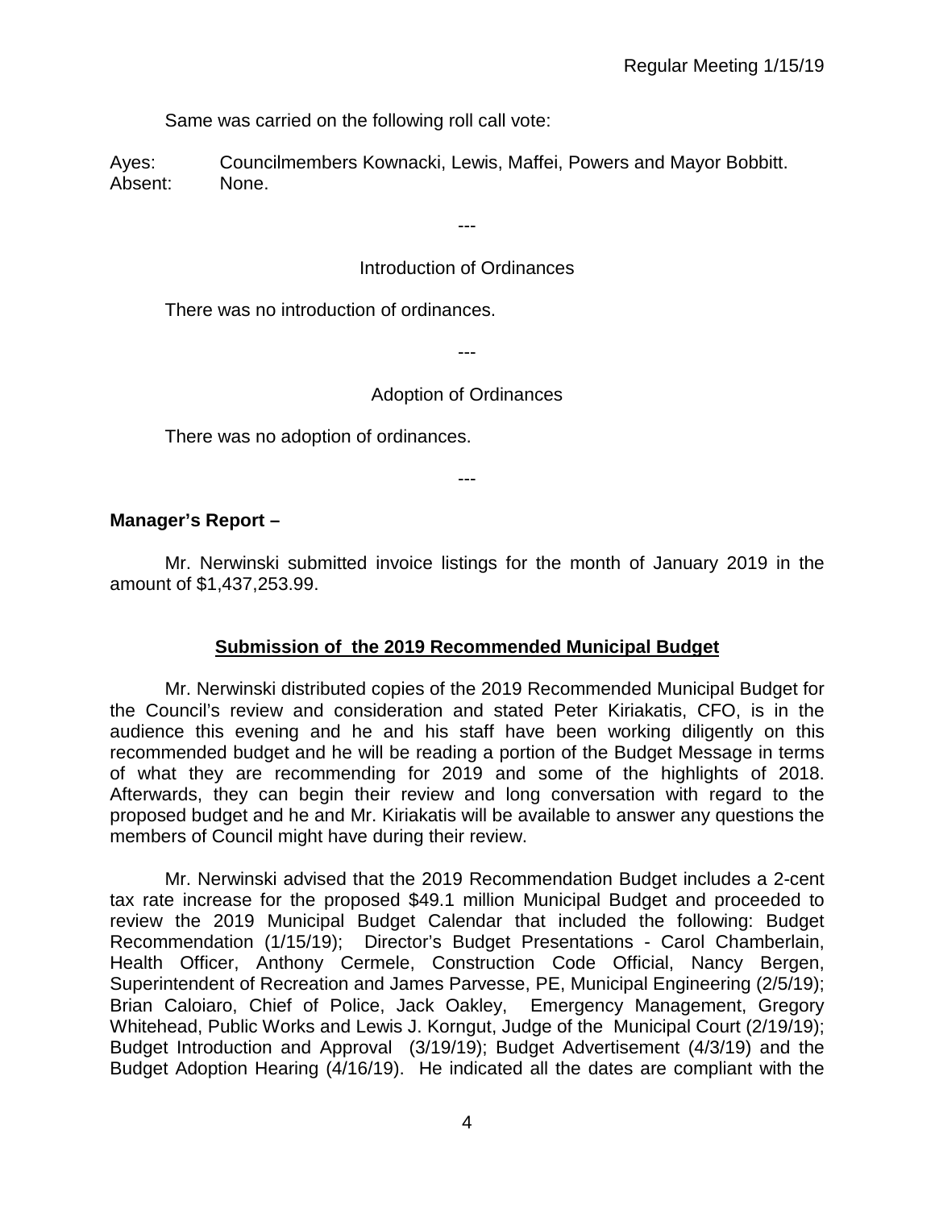Same was carried on the following roll call vote:

Ayes: Councilmembers Kownacki, Lewis, Maffei, Powers and Mayor Bobbitt.
Absent: None.

---

Introduction of Ordinances

There was no introduction of ordinances.

---

Adoption of Ordinances

There was no adoption of ordinances.

---

**Manager's Report –**

Mr. Nerwinski submitted invoice listings for the month of January 2019 in the amount of $1,437,253.99.

**Submission of the 2019 Recommended Municipal Budget**

Mr. Nerwinski distributed copies of the 2019 Recommended Municipal Budget for the Council's review and consideration and stated Peter Kiriakatis, CFO, is in the audience this evening and he and his staff have been working diligently on this recommended budget and he will be reading a portion of the Budget Message in terms of what they are recommending for 2019 and some of the highlights of 2018. Afterwards, they can begin their review and long conversation with regard to the proposed budget and he and Mr. Kiriakatis will be available to answer any questions the members of Council might have during their review.

Mr. Nerwinski advised that the 2019 Recommendation Budget includes a 2-cent tax rate increase for the proposed $49.1 million Municipal Budget and proceeded to review the 2019 Municipal Budget Calendar that included the following: Budget Recommendation (1/15/19); Director's Budget Presentations - Carol Chamberlain, Health Officer, Anthony Cermele, Construction Code Official, Nancy Bergen, Superintendent of Recreation and James Parvesse, PE, Municipal Engineering (2/5/19); Brian Caloiaro, Chief of Police, Jack Oakley, Emergency Management, Gregory Whitehead, Public Works and Lewis J. Korngut, Judge of the Municipal Court (2/19/19); Budget Introduction and Approval (3/19/19); Budget Advertisement (4/3/19) and the Budget Adoption Hearing (4/16/19). He indicated all the dates are compliant with the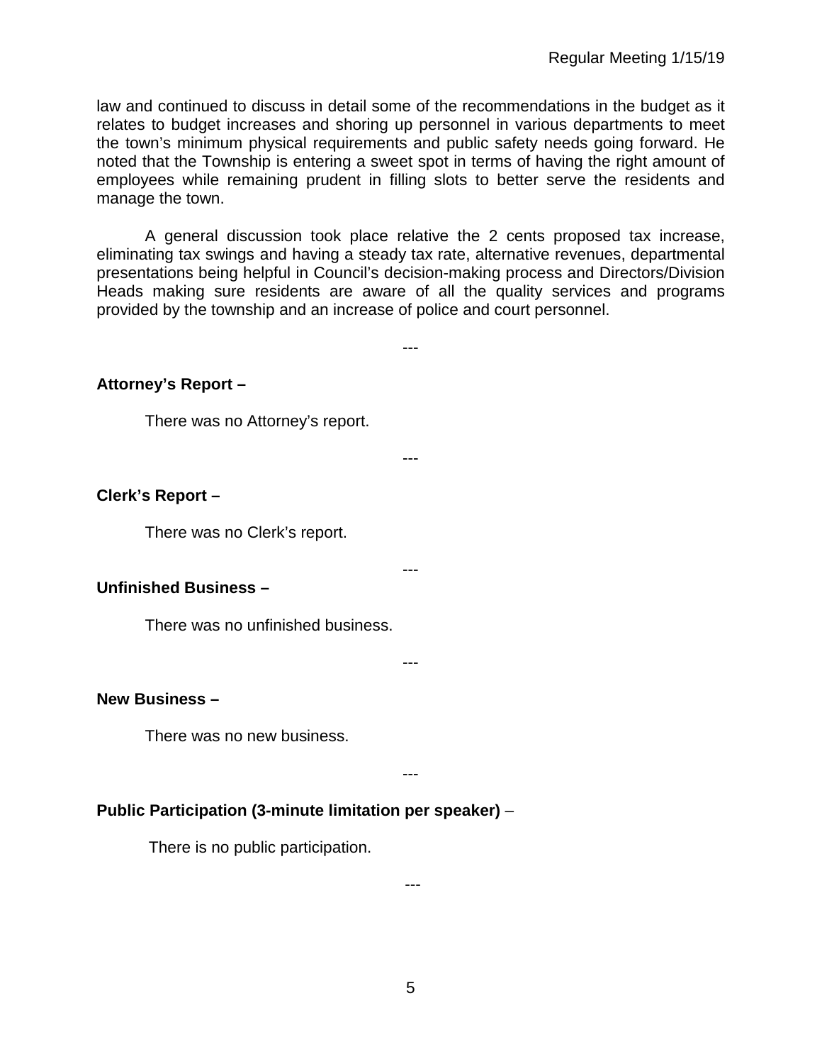law and continued to discuss in detail some of the recommendations in the budget as it relates to budget increases and shoring up personnel in various departments to meet the town's minimum physical requirements and public safety needs going forward. He noted that the Township is entering a sweet spot in terms of having the right amount of employees while remaining prudent in filling slots to better serve the residents and manage the town.

A general discussion took place relative the 2 cents proposed tax increase, eliminating tax swings and having a steady tax rate, alternative revenues, departmental presentations being helpful in Council's decision-making process and Directors/Division Heads making sure residents are aware of all the quality services and programs provided by the township and an increase of police and court personnel.

---

**Attorney's Report –**

There was no Attorney's report.

---

**Clerk's Report –**

There was no Clerk's report.

---

**Unfinished Business –**

There was no unfinished business.

---

**New Business –**

There was no new business.

---

**Public Participation (3-minute limitation per speaker)** –

There is no public participation.

---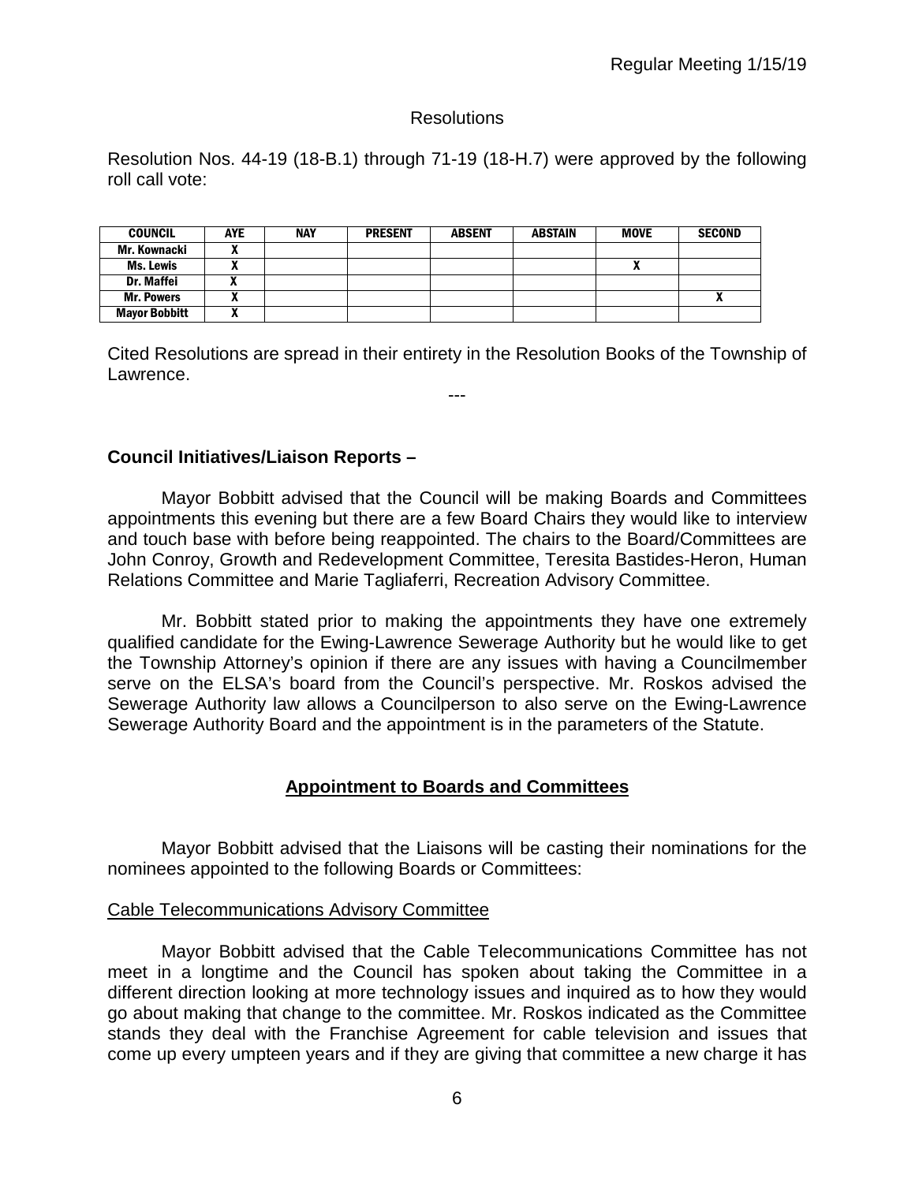Resolutions

Resolution Nos. 44-19 (18-B.1) through 71-19 (18-H.7) were approved by the following roll call vote:

| COUNCIL | AYE | NAY | PRESENT | ABSENT | ABSTAIN | MOVE | SECOND |
|---|---|---|---|---|---|---|---|
| Mr. Kownacki | X | | | | | | |
| Ms. Lewis | X | | | | | X | |
| Dr. Maffei | X | | | | | | |
| Mr. Powers | X | | | | | | X |
| Mayor Bobbitt | X | | | | | | |

Cited Resolutions are spread in their entirety in the Resolution Books of the Township of Lawrence.

---

**Council Initiatives/Liaison Reports –**

Mayor Bobbitt advised that the Council will be making Boards and Committees appointments this evening but there are a few Board Chairs they would like to interview and touch base with before being reappointed. The chairs to the Board/Committees are John Conroy, Growth and Redevelopment Committee, Teresita Bastides-Heron, Human Relations Committee and Marie Tagliaferri, Recreation Advisory Committee.

Mr. Bobbitt stated prior to making the appointments they have one extremely qualified candidate for the Ewing-Lawrence Sewerage Authority but he would like to get the Township Attorney's opinion if there are any issues with having a Councilmember serve on the ELSA's board from the Council's perspective. Mr. Roskos advised the Sewerage Authority law allows a Councilperson to also serve on the Ewing-Lawrence Sewerage Authority Board and the appointment is in the parameters of the Statute.

## Appointment to Boards and Committees

Mayor Bobbitt advised that the Liaisons will be casting their nominations for the nominees appointed to the following Boards or Committees:

Cable Telecommunications Advisory Committee

Mayor Bobbitt advised that the Cable Telecommunications Committee has not meet in a longtime and the Council has spoken about taking the Committee in a different direction looking at more technology issues and inquired as to how they would go about making that change to the committee. Mr. Roskos indicated as the Committee stands they deal with the Franchise Agreement for cable television and issues that come up every umpteen years and if they are giving that committee a new charge it has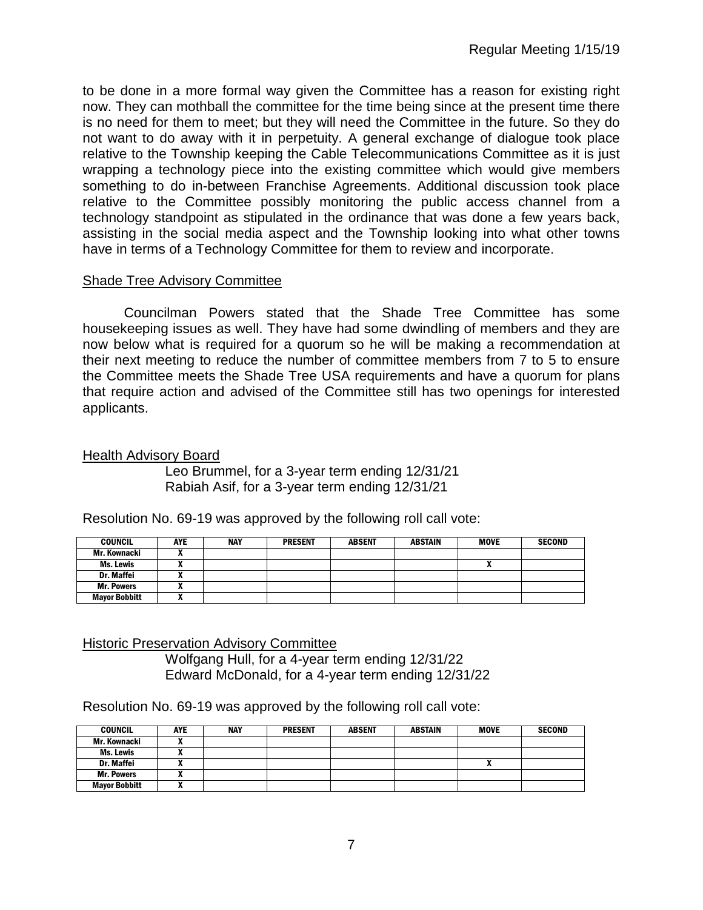to be done in a more formal way given the Committee has a reason for existing right now. They can mothball the committee for the time being since at the present time there is no need for them to meet; but they will need the Committee in the future. So they do not want to do away with it in perpetuity. A general exchange of dialogue took place relative to the Township keeping the Cable Telecommunications Committee as it is just wrapping a technology piece into the existing committee which would give members something to do in-between Franchise Agreements. Additional discussion took place relative to the Committee possibly monitoring the public access channel from a technology standpoint as stipulated in the ordinance that was done a few years back, assisting in the social media aspect and the Township looking into what other towns have in terms of a Technology Committee for them to review and incorporate.

Shade Tree Advisory Committee

Councilman Powers stated that the Shade Tree Committee has some housekeeping issues as well. They have had some dwindling of members and they are now below what is required for a quorum so he will be making a recommendation at their next meeting to reduce the number of committee members from 7 to 5 to ensure the Committee meets the Shade Tree USA requirements and have a quorum for plans that require action and advised of the Committee still has two openings for interested applicants.

Health Advisory Board

Leo Brummel, for a 3-year term ending 12/31/21
Rabiah Asif, for a 3-year term ending 12/31/21

Resolution No. 69-19 was approved by the following roll call vote:

| COUNCIL | AYE | NAY | PRESENT | ABSENT | ABSTAIN | MOVE | SECOND |
|---|---|---|---|---|---|---|---|
| Mr. Kownacki | X | | | | | | |
| Ms. Lewis | X | | | | | X | |
| Dr. Maffei | X | | | | | | |
| Mr. Powers | X | | | | | | |
| Mayor Bobbitt | X | | | | | | |

Historic Preservation Advisory Committee

Wolfgang Hull, for a 4-year term ending 12/31/22
Edward McDonald, for a 4-year term ending 12/31/22

Resolution No. 69-19 was approved by the following roll call vote:

| COUNCIL | AYE | NAY | PRESENT | ABSENT | ABSTAIN | MOVE | SECOND |
|---|---|---|---|---|---|---|---|
| Mr. Kownacki | X | | | | | | |
| Ms. Lewis | X | | | | | | |
| Dr. Maffei | X | | | | | X | |
| Mr. Powers | X | | | | | | |
| Mayor Bobbitt | X | | | | | | |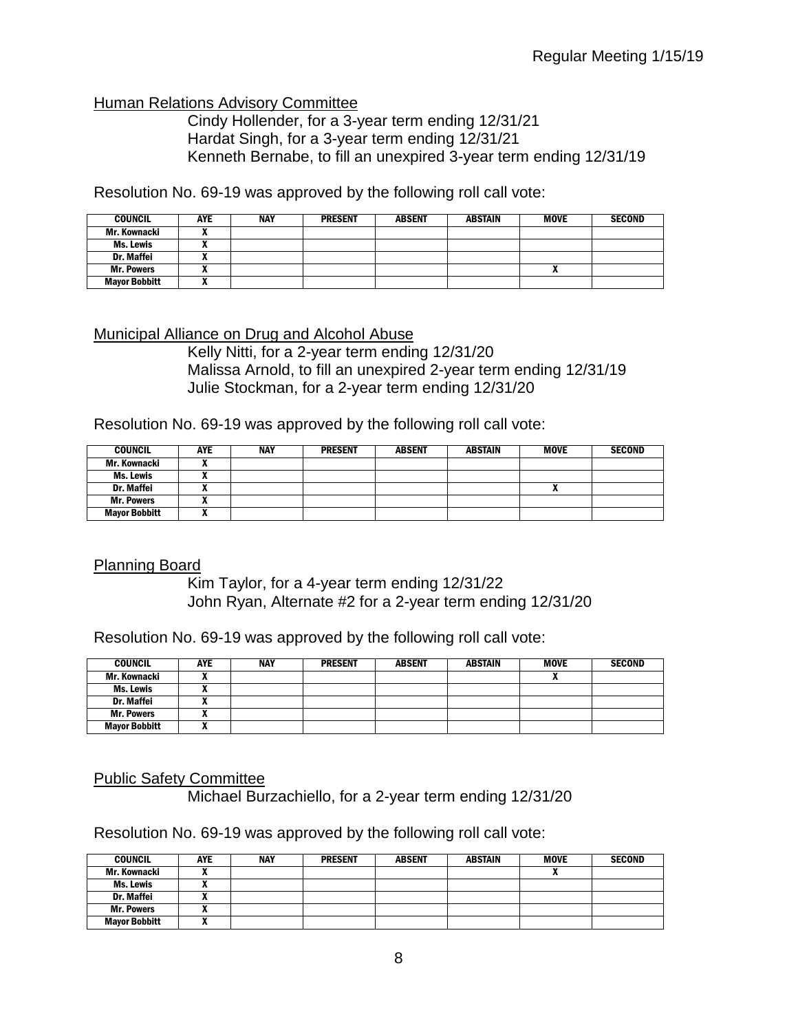Human Relations Advisory Committee

Cindy Hollender, for a 3-year term ending 12/31/21
Hardat Singh, for a 3-year term ending 12/31/21
Kenneth Bernabe, to fill an unexpired 3-year term ending 12/31/19

Resolution No. 69-19 was approved by the following roll call vote:

| COUNCIL | AYE | NAY | PRESENT | ABSENT | ABSTAIN | MOVE | SECOND |
|---|---|---|---|---|---|---|---|
| Mr. Kownacki | X | | | | | | |
| Ms. Lewis | X | | | | | | |
| Dr. Maffei | X | | | | | | |
| Mr. Powers | X | | | | | X | |
| Mayor Bobbitt | X | | | | | | |

Municipal Alliance on Drug and Alcohol Abuse

Kelly Nitti, for a 2-year term ending 12/31/20
Malissa Arnold, to fill an unexpired 2-year term ending 12/31/19
Julie Stockman, for a 2-year term ending 12/31/20

Resolution No. 69-19 was approved by the following roll call vote:

| COUNCIL | AYE | NAY | PRESENT | ABSENT | ABSTAIN | MOVE | SECOND |
|---|---|---|---|---|---|---|---|
| Mr. Kownacki | X | | | | | | |
| Ms. Lewis | X | | | | | | |
| Dr. Maffei | X | | | | | X | |
| Mr. Powers | X | | | | | | |
| Mayor Bobbitt | X | | | | | | |

Planning Board

Kim Taylor, for a 4-year term ending 12/31/22
John Ryan, Alternate #2 for a 2-year term ending 12/31/20

Resolution No. 69-19 was approved by the following roll call vote:

| COUNCIL | AYE | NAY | PRESENT | ABSENT | ABSTAIN | MOVE | SECOND |
|---|---|---|---|---|---|---|---|
| Mr. Kownacki | X | | | | | X | |
| Ms. Lewis | X | | | | | | |
| Dr. Maffei | X | | | | | | |
| Mr. Powers | X | | | | | | |
| Mayor Bobbitt | X | | | | | | |

Public Safety Committee

Michael Burzachiello, for a 2-year term ending 12/31/20

Resolution No. 69-19 was approved by the following roll call vote:

| COUNCIL | AYE | NAY | PRESENT | ABSENT | ABSTAIN | MOVE | SECOND |
|---|---|---|---|---|---|---|---|
| Mr. Kownacki | X | | | | | X | |
| Ms. Lewis | X | | | | | | |
| Dr. Maffei | X | | | | | | |
| Mr. Powers | X | | | | | | |
| Mayor Bobbitt | X | | | | | | |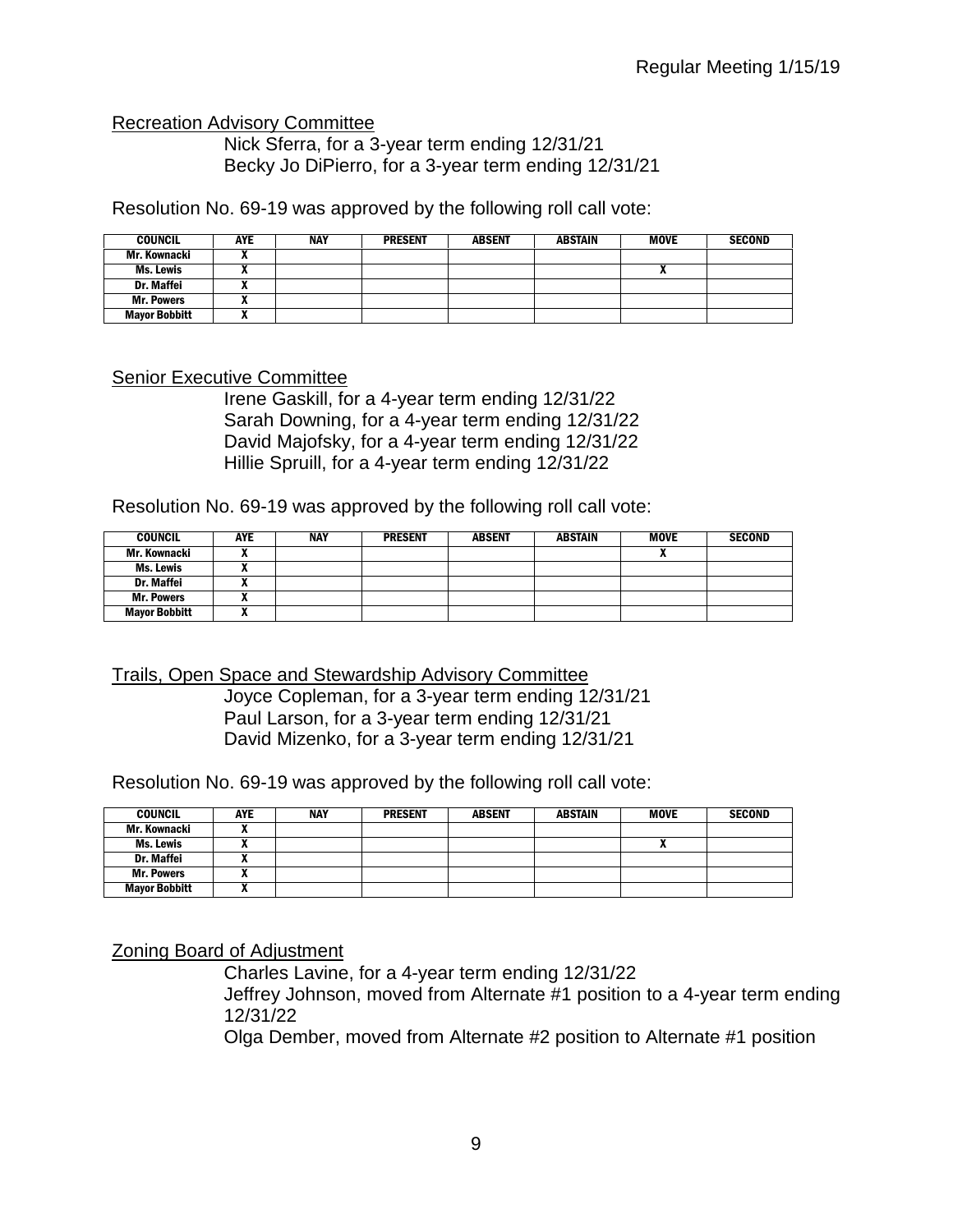Recreation Advisory Committee

Nick Sferra, for a 3-year term ending 12/31/21
Becky Jo DiPierro, for a 3-year term ending 12/31/21

Resolution No. 69-19 was approved by the following roll call vote:

| COUNCIL | AYE | NAY | PRESENT | ABSENT | ABSTAIN | MOVE | SECOND |
|---|---|---|---|---|---|---|---|
| Mr. Kownacki | X | | | | | | |
| Ms. Lewis | X | | | | | X | |
| Dr. Maffei | X | | | | | | |
| Mr. Powers | X | | | | | | |
| Mayor Bobbitt | X | | | | | | |

Senior Executive Committee

Irene Gaskill, for a 4-year term ending 12/31/22
Sarah Downing, for a 4-year term ending 12/31/22
David Majofsky, for a 4-year term ending 12/31/22
Hillie Spruill, for a 4-year term ending 12/31/22

Resolution No. 69-19 was approved by the following roll call vote:

| COUNCIL | AYE | NAY | PRESENT | ABSENT | ABSTAIN | MOVE | SECOND |
|---|---|---|---|---|---|---|---|
| Mr. Kownacki | X | | | | | X | |
| Ms. Lewis | X | | | | | | |
| Dr. Maffei | X | | | | | | |
| Mr. Powers | X | | | | | | |
| Mayor Bobbitt | X | | | | | | |

Trails, Open Space and Stewardship Advisory Committee

Joyce Copleman, for a 3-year term ending 12/31/21
Paul Larson, for a 3-year term ending 12/31/21
David Mizenko, for a 3-year term ending 12/31/21

Resolution No. 69-19 was approved by the following roll call vote:

| COUNCIL | AYE | NAY | PRESENT | ABSENT | ABSTAIN | MOVE | SECOND |
|---|---|---|---|---|---|---|---|
| Mr. Kownacki | X | | | | | | |
| Ms. Lewis | X | | | | | X | |
| Dr. Maffei | X | | | | | | |
| Mr. Powers | X | | | | | | |
| Mayor Bobbitt | X | | | | | | |

Zoning Board of Adjustment

Charles Lavine, for a 4-year term ending 12/31/22
Jeffrey Johnson, moved from Alternate #1 position to a 4-year term ending 12/31/22
Olga Dember, moved from Alternate #2 position to Alternate #1 position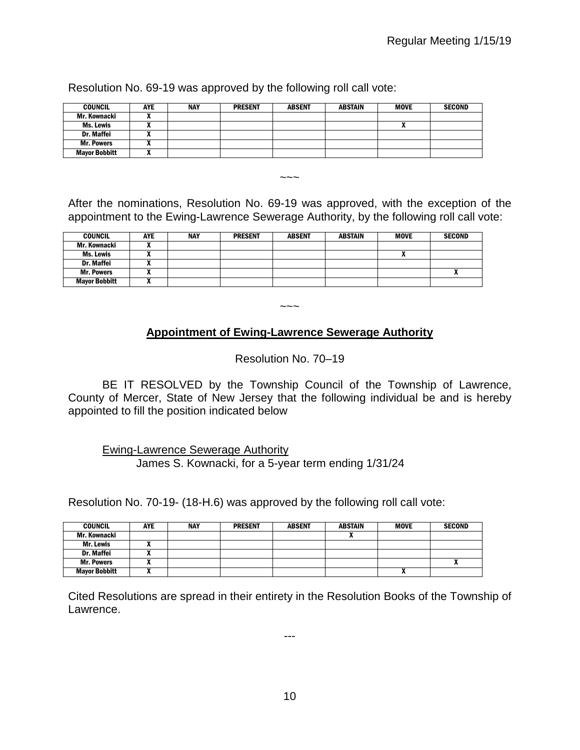Resolution No. 69-19 was approved by the following roll call vote:

| COUNCIL | AYE | NAY | PRESENT | ABSENT | ABSTAIN | MOVE | SECOND |
|---|---|---|---|---|---|---|---|
| Mr. Kownacki | X | | | | | | |
| Ms. Lewis | X | | | | | X | |
| Dr. Maffei | X | | | | | | |
| Mr. Powers | X | | | | | | |
| Mayor Bobbitt | X | | | | | | |

~~~

After the nominations, Resolution No. 69-19 was approved, with the exception of the appointment to the Ewing-Lawrence Sewerage Authority, by the following roll call vote:

| COUNCIL | AYE | NAY | PRESENT | ABSENT | ABSTAIN | MOVE | SECOND |
|---|---|---|---|---|---|---|---|
| Mr. Kownacki | X | | | | | | |
| Ms. Lewis | X | | | | | X | |
| Dr. Maffei | X | | | | | | |
| Mr. Powers | X | | | | | | X |
| Mayor Bobbitt | X | | | | | | |

~~~

## Appointment of Ewing-Lawrence Sewerage Authority

Resolution No. 70–19

BE IT RESOLVED by the Township Council of the Township of Lawrence, County of Mercer, State of New Jersey that the following individual be and is hereby appointed to fill the position indicated below

Ewing-Lawrence Sewerage Authority
James S. Kownacki, for a 5-year term ending 1/31/24

Resolution No. 70-19- (18-H.6) was approved by the following roll call vote:

| COUNCIL | AYE | NAY | PRESENT | ABSENT | ABSTAIN | MOVE | SECOND |
|---|---|---|---|---|---|---|---|
| Mr. Kownacki | | | | | X | | |
| Mr. Lewis | X | | | | | | |
| Dr. Maffei | X | | | | | | |
| Mr. Powers | X | | | | | | X |
| Mayor Bobbitt | X | | | | | X | |

Cited Resolutions are spread in their entirety in the Resolution Books of the Township of Lawrence.

---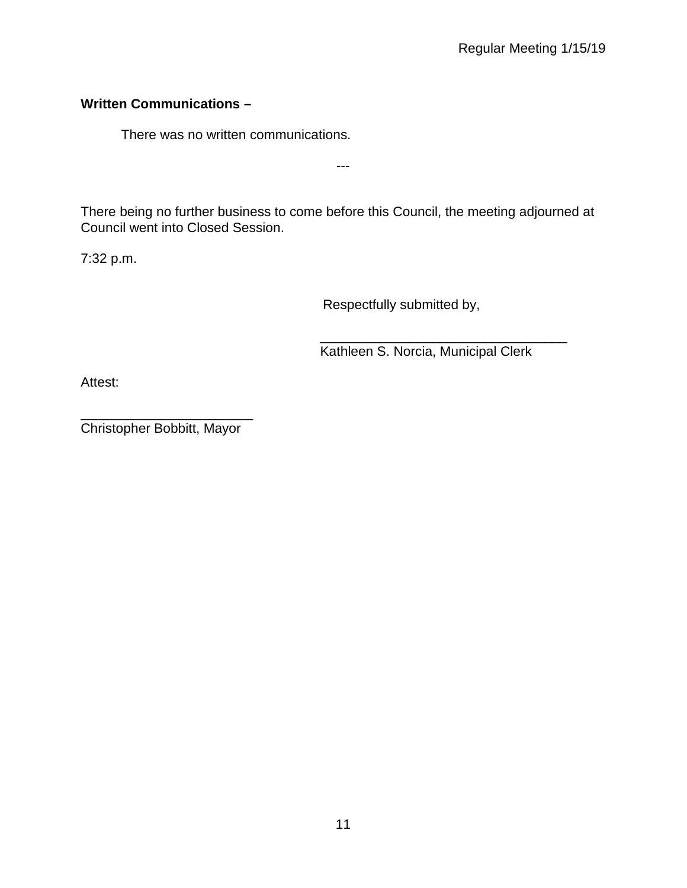**Written Communications –**

There was no written communications.

---

There being no further business to come before this Council, the meeting adjourned at Council went into Closed Session.

7:32 p.m.

Respectfully submitted by,

_________________________________
Kathleen S. Norcia, Municipal Clerk

Attest:

_______________________
Christopher Bobbitt, Mayor